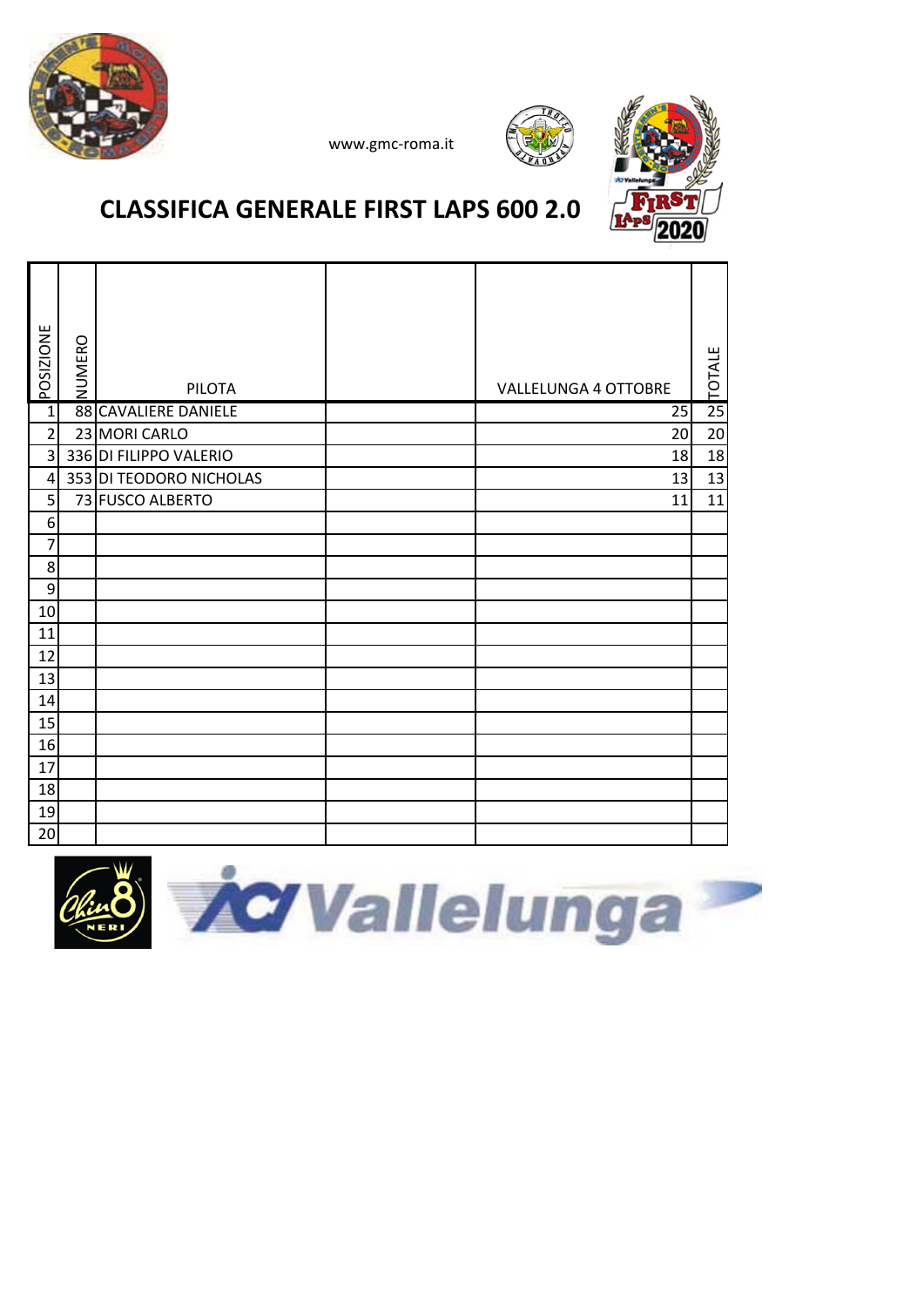www.gmc-roma.it

# CLASSIFICA GENERALE FIRST LAPS 600 2.0

| POSIZIONE | NUMERO | PILOTA | | VALLELUNGA 4 OTTOBRE | TOTALE |
|---|---|---|---|---|---|
| 1 | 88 | CAVALIERE DANIELE | | 25 | 25 |
| 2 | 23 | MORI CARLO | | 20 | 20 |
| 3 | 336 | DI FILIPPO VALERIO | | 18 | 18 |
| 4 | 353 | DI TEODORO NICHOLAS | | 13 | 13 |
| 5 | 73 | FUSCO ALBERTO | | 11 | 11 |
| 6 | | | | | |
| 7 | | | | | |
| 8 | | | | | |
| 9 | | | | | |
| 10 | | | | | |
| 11 | | | | | |
| 12 | | | | | |
| 13 | | | | | |
| 14 | | | | | |
| 15 | | | | | |
| 16 | | | | | |
| 17 | | | | | |
| 18 | | | | | |
| 19 | | | | | |
| 20 | | | | | |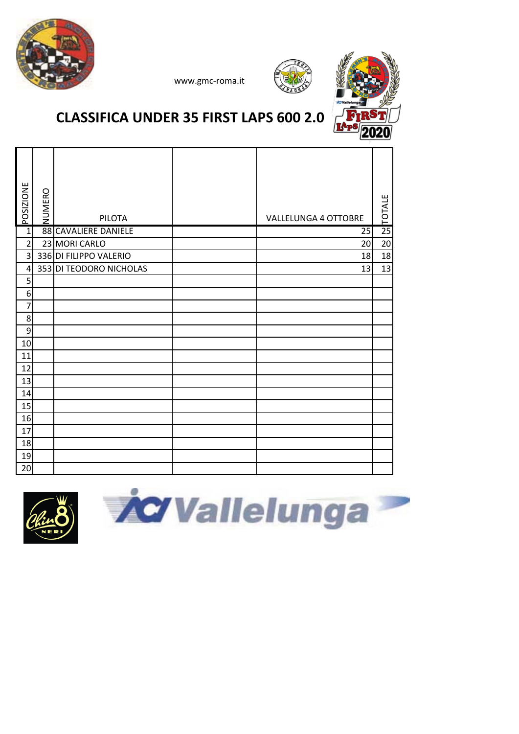www.gmc-roma.it

# CLASSIFICA UNDER 35 FIRST LAPS 600 2.0

| POSIZIONE | NUMERO | PILOTA | | VALLELUNGA 4 OTTOBRE | TOTALE |
|---|---|---|---|---|---|
| 1 | 88 | CAVALIERE DANIELE | | 25 | 25 |
| 2 | 23 | MORI CARLO | | 20 | 20 |
| 3 | 336 | DI FILIPPO VALERIO | | 18 | 18 |
| 4 | 353 | DI TEODORO NICHOLAS | | 13 | 13 |
| 5 | | | | | |
| 6 | | | | | |
| 7 | | | | | |
| 8 | | | | | |
| 9 | | | | | |
| 10 | | | | | |
| 11 | | | | | |
| 12 | | | | | |
| 13 | | | | | |
| 14 | | | | | |
| 15 | | | | | |
| 16 | | | | | |
| 17 | | | | | |
| 18 | | | | | |
| 19 | | | | | |
| 20 | | | | | |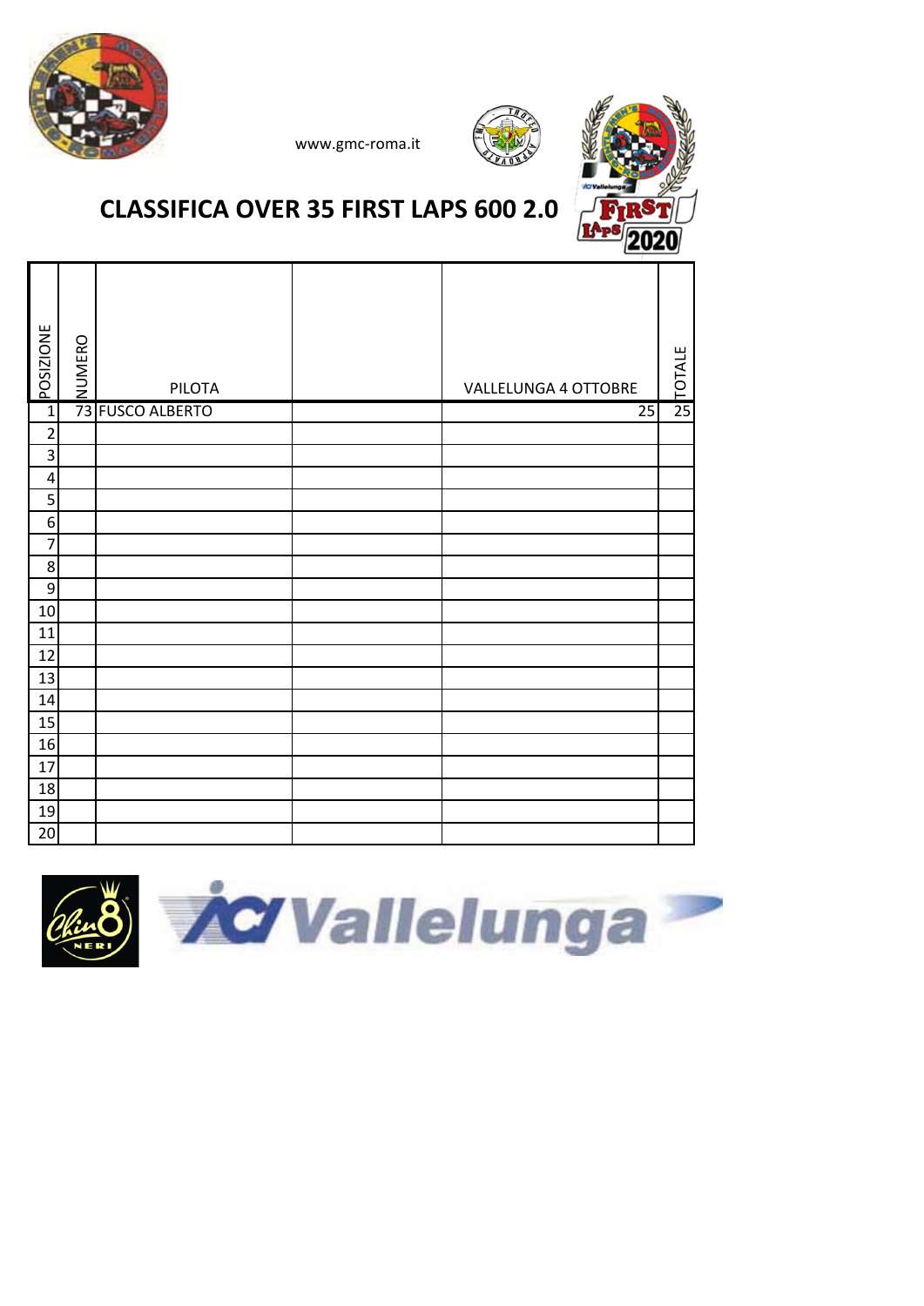www.gmc-roma.it

# CLASSIFICA OVER 35 FIRST LAPS 600 2.0

| POSIZIONE | NUMERO | PILOTA | | VALLELUNGA 4 OTTOBRE | TOTALE |
|---|---|---|---|---|---|
| 1 | 73 | FUSCO ALBERTO | | 25 | 25 |
| 2 | | | | | |
| 3 | | | | | |
| 4 | | | | | |
| 5 | | | | | |
| 6 | | | | | |
| 7 | | | | | |
| 8 | | | | | |
| 9 | | | | | |
| 10 | | | | | |
| 11 | | | | | |
| 12 | | | | | |
| 13 | | | | | |
| 14 | | | | | |
| 15 | | | | | |
| 16 | | | | | |
| 17 | | | | | |
| 18 | | | | | |
| 19 | | | | | |
| 20 | | | | | |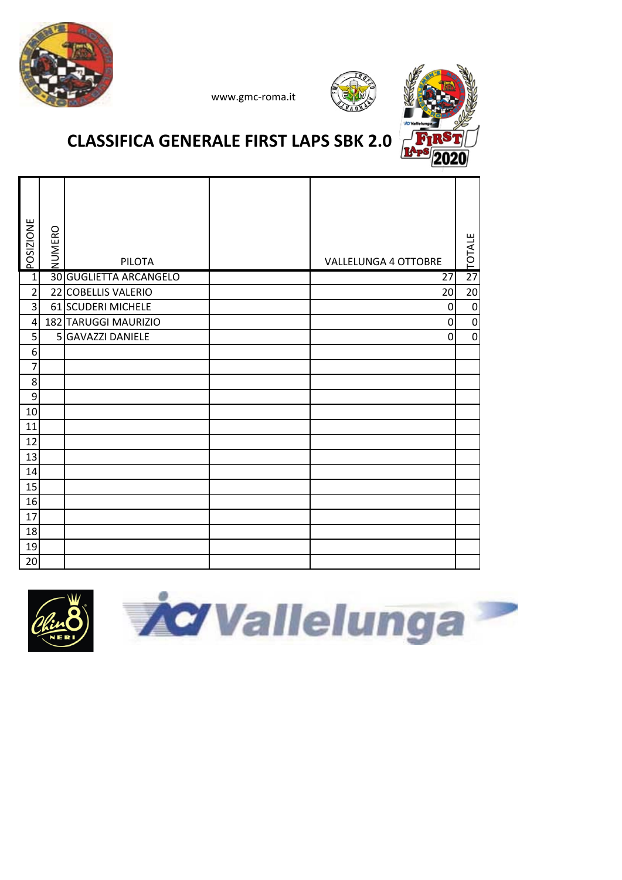www.gmc-roma.it

# CLASSIFICA GENERALE FIRST LAPS SBK 2.0

| POSIZIONE | NUMERO | PILOTA | | VALLELUNGA 4 OTTOBRE | TOTALE |
|---|---|---|---|---|---|
| 1 | 30 | GUGLIETTA ARCANGELO | | 27 | 27 |
| 2 | 22 | COBELLIS VALERIO | | 20 | 20 |
| 3 | 61 | SCUDERI MICHELE | | 0 | 0 |
| 4 | 182 | TARUGGI MAURIZIO | | 0 | 0 |
| 5 | 5 | GAVAZZI DANIELE | | 0 | 0 |
| 6 | | | | | |
| 7 | | | | | |
| 8 | | | | | |
| 9 | | | | | |
| 10 | | | | | |
| 11 | | | | | |
| 12 | | | | | |
| 13 | | | | | |
| 14 | | | | | |
| 15 | | | | | |
| 16 | | | | | |
| 17 | | | | | |
| 18 | | | | | |
| 19 | | | | | |
| 20 | | | | | |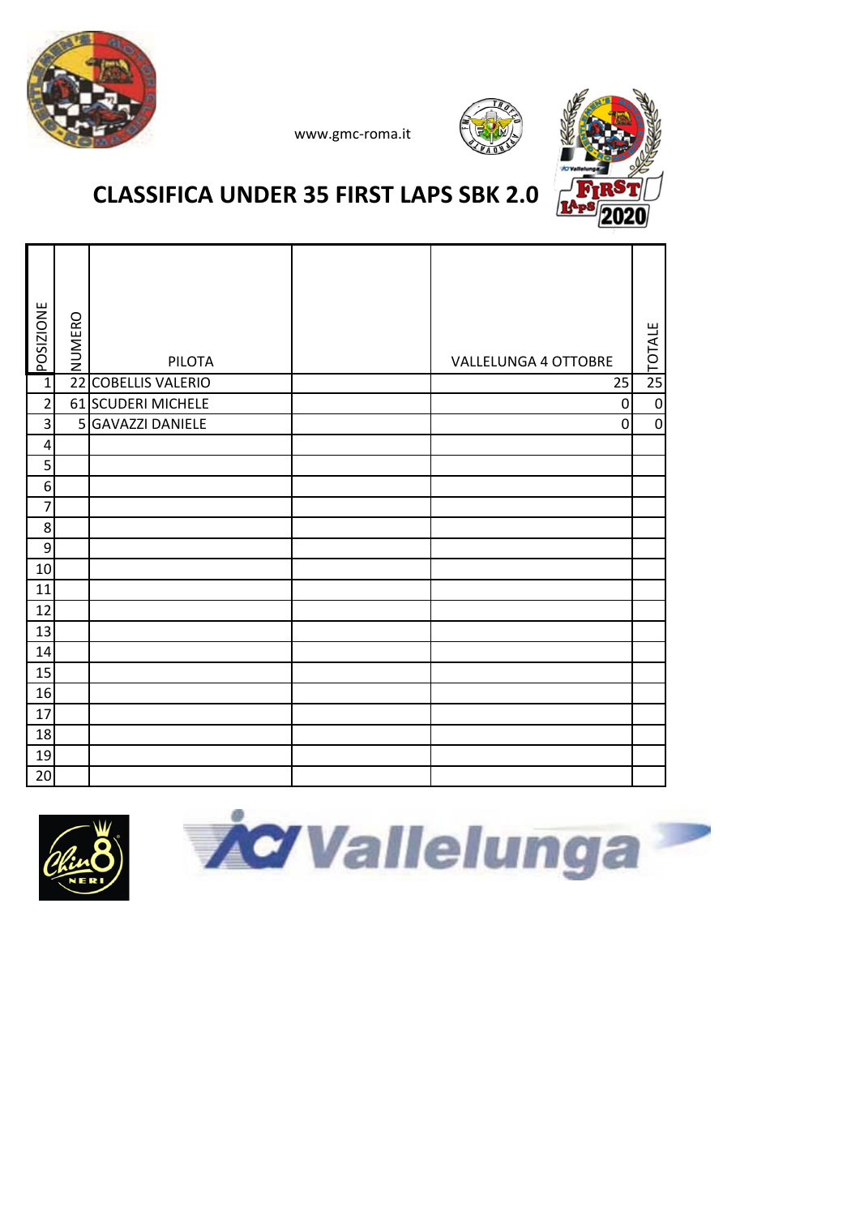www.gmc-roma.it

# CLASSIFICA UNDER 35 FIRST LAPS SBK 2.0

| POSIZIONE | NUMERO | PILOTA | | VALLELUNGA 4 OTTOBRE | TOTALE |
|---|---|---|---|---|---|
| 1 | 22 | COBELLIS VALERIO | | 25 | 25 |
| 2 | 61 | SCUDERI MICHELE | | 0 | 0 |
| 3 | 5 | GAVAZZI DANIELE | | 0 | 0 |
| 4 | | | | | |
| 5 | | | | | |
| 6 | | | | | |
| 7 | | | | | |
| 8 | | | | | |
| 9 | | | | | |
| 10 | | | | | |
| 11 | | | | | |
| 12 | | | | | |
| 13 | | | | | |
| 14 | | | | | |
| 15 | | | | | |
| 16 | | | | | |
| 17 | | | | | |
| 18 | | | | | |
| 19 | | | | | |
| 20 | | | | | |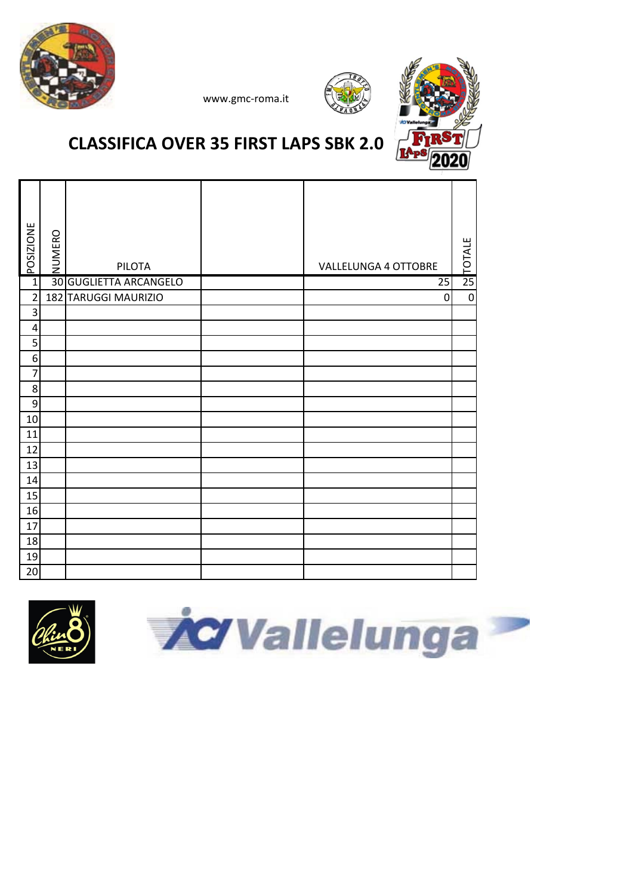www.gmc-roma.it

# CLASSIFICA OVER 35 FIRST LAPS SBK 2.0

| POSIZIONE | NUMERO | PILOTA | | VALLELUNGA 4 OTTOBRE | TOTALE |
|---|---|---|---|---|---|
| 1 | 30 | GUGLIETTA ARCANGELO | | 25 | 25 |
| 2 | 182 | TARUGGI MAURIZIO | | 0 | 0 |
| 3 | | | | | |
| 4 | | | | | |
| 5 | | | | | |
| 6 | | | | | |
| 7 | | | | | |
| 8 | | | | | |
| 9 | | | | | |
| 10 | | | | | |
| 11 | | | | | |
| 12 | | | | | |
| 13 | | | | | |
| 14 | | | | | |
| 15 | | | | | |
| 16 | | | | | |
| 17 | | | | | |
| 18 | | | | | |
| 19 | | | | | |
| 20 | | | | | |